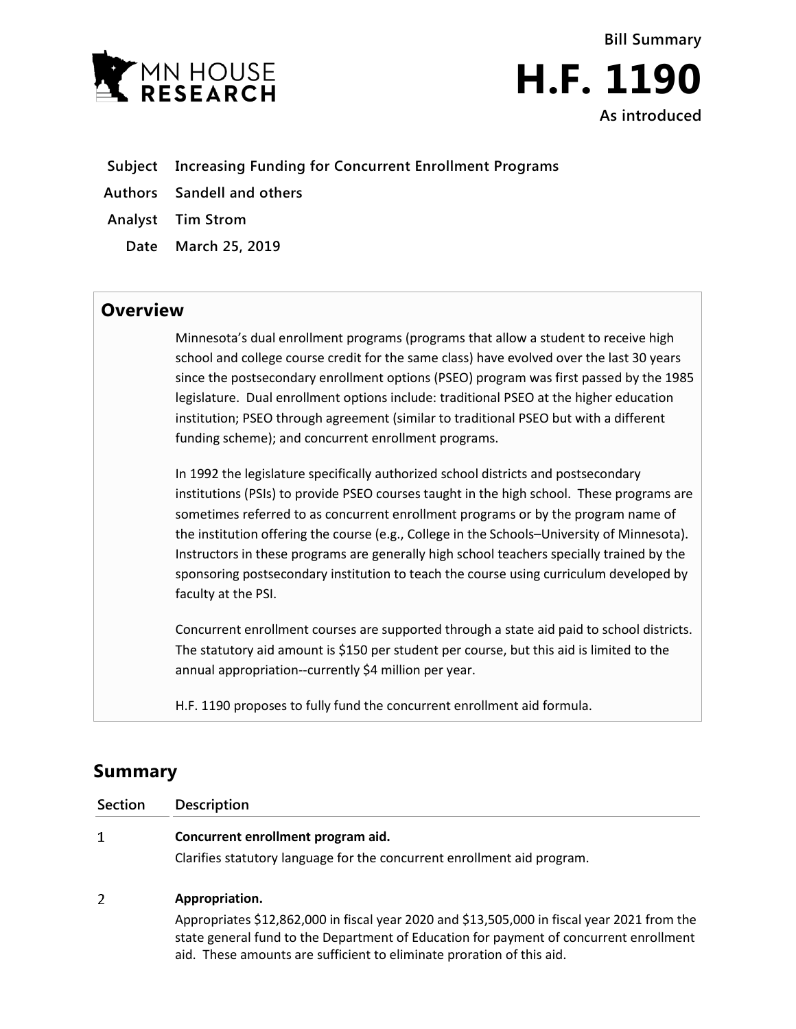MN HOUSE RESEARCH

**Bill Summary**

# H.F. 1190

**As introduced**

| | |
|---|---|
| **Subject** | **Increasing Funding for Concurrent Enrollment Programs** |
| **Authors** | **Sandell and others** |
| **Analyst** | **Tim Strom** |
| **Date** | **March 25, 2019** |

## Overview

Minnesota's dual enrollment programs (programs that allow a student to receive high school and college course credit for the same class) have evolved over the last 30 years since the postsecondary enrollment options (PSEO) program was first passed by the 1985 legislature. Dual enrollment options include: traditional PSEO at the higher education institution; PSEO through agreement (similar to traditional PSEO but with a different funding scheme); and concurrent enrollment programs.

In 1992 the legislature specifically authorized school districts and postsecondary institutions (PSIs) to provide PSEO courses taught in the high school. These programs are sometimes referred to as concurrent enrollment programs or by the program name of the institution offering the course (e.g., College in the Schools–University of Minnesota). Instructors in these programs are generally high school teachers specially trained by the sponsoring postsecondary institution to teach the course using curriculum developed by faculty at the PSI.

Concurrent enrollment courses are supported through a state aid paid to school districts. The statutory aid amount is $150 per student per course, but this aid is limited to the annual appropriation--currently $4 million per year.

H.F. 1190 proposes to fully fund the concurrent enrollment aid formula.

## Summary

| Section | Description |
|---|---|
| 1 | **Concurrent enrollment program aid.**<br>Clarifies statutory language for the concurrent enrollment aid program. |
| 2 | **Appropriation.**<br>Appropriates $12,862,000 in fiscal year 2020 and $13,505,000 in fiscal year 2021 from the state general fund to the Department of Education for payment of concurrent enrollment aid. These amounts are sufficient to eliminate proration of this aid. |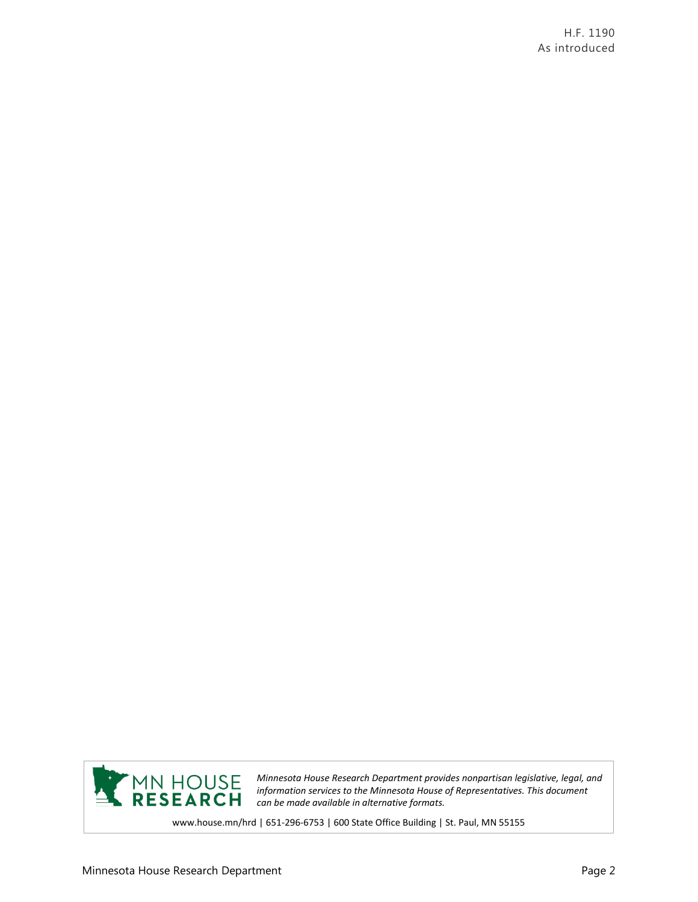Minnesota House Research Department provides nonpartisan legislative, legal, and information services to the Minnesota House of Representatives. This document can be made available in alternative formats.

www.house.mn/hrd | 651-296-6753 | 600 State Office Building | St. Paul, MN 55155